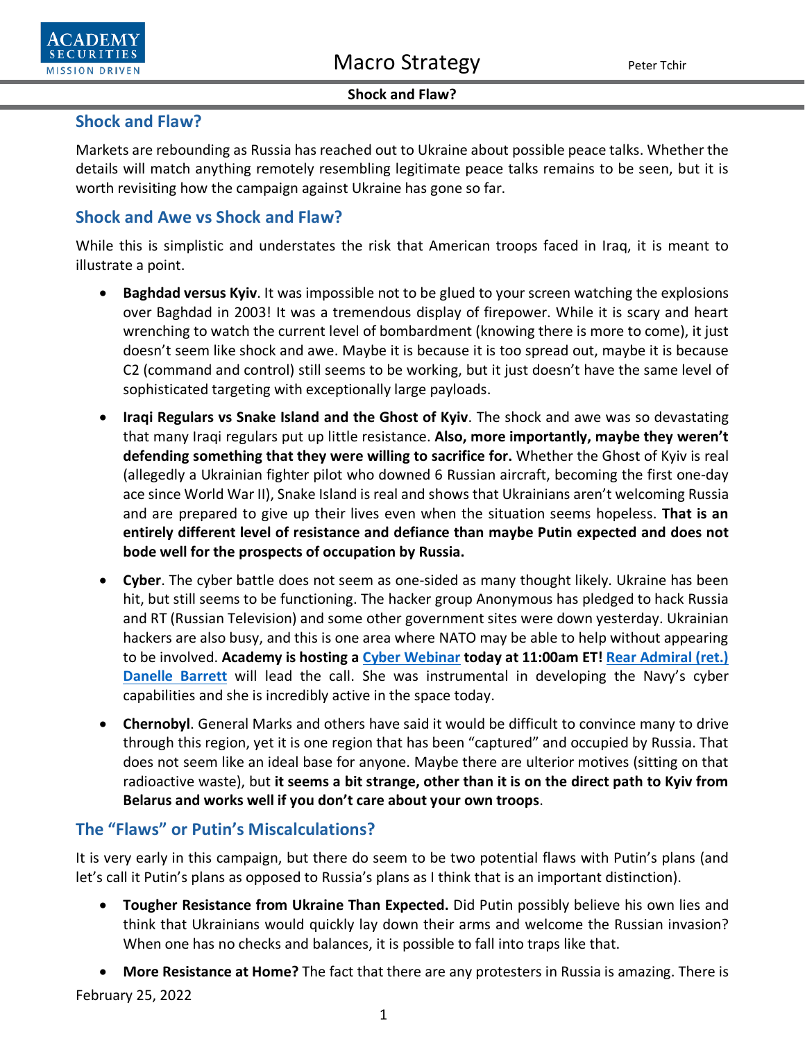## Shock and Flaw?

Markets are rebounding as Russia has reached out to Ukraine about possible peace talks. Whether the details will match anything remotely resembling legitimate peace talks remains to be seen, but it is worth revisiting how the campaign against Ukraine has gone so far.

## Shock and Awe vs Shock and Flaw?

While this is simplistic and understates the risk that American troops faced in Iraq, it is meant to illustrate a point.

- **Baghdad versus Kyiv**. It was impossible not to be glued to your screen watching the explosions over Baghdad in 2003! It was a tremendous display of firepower. While it is scary and heart wrenching to watch the current level of bombardment (knowing there is more to come), it just doesn't seem like shock and awe. Maybe it is because it is too spread out, maybe it is because C2 (command and control) still seems to be working, but it just doesn't have the same level of sophisticated targeting with exceptionally large payloads.
- **Iraqi Regulars vs Snake Island and the Ghost of Kyiv**. The shock and awe was so devastating that many Iraqi regulars put up little resistance. **Also, more importantly, maybe they weren't defending something that they were willing to sacrifice for.** Whether the Ghost of Kyiv is real (allegedly a Ukrainian fighter pilot who downed 6 Russian aircraft, becoming the first one-day ace since World War II), Snake Island is real and shows that Ukrainians aren't welcoming Russia and are prepared to give up their lives even when the situation seems hopeless. **That is an entirely different level of resistance and defiance than maybe Putin expected and does not bode well for the prospects of occupation by Russia.**
- **Cyber**. The cyber battle does not seem as one-sided as many thought likely. Ukraine has been hit, but still seems to be functioning. The hacker group Anonymous has pledged to hack Russia and RT (Russian Television) and some other government sites were down yesterday. Ukrainian hackers are also busy, and this is one area where NATO may be able to help without appearing to be involved. **Academy is hosting a Cyber Webinar today at 11:00am ET! Rear Admiral (ret.) Danelle Barrett** will lead the call. She was instrumental in developing the Navy's cyber capabilities and she is incredibly active in the space today.
- **Chernobyl**. General Marks and others have said it would be difficult to convince many to drive through this region, yet it is one region that has been "captured" and occupied by Russia. That does not seem like an ideal base for anyone. Maybe there are ulterior motives (sitting on that radioactive waste), but **it seems a bit strange, other than it is on the direct path to Kyiv from Belarus and works well if you don't care about your own troops**.

## The "Flaws" or Putin's Miscalculations?

It is very early in this campaign, but there do seem to be two potential flaws with Putin's plans (and let's call it Putin's plans as opposed to Russia's plans as I think that is an important distinction).

- **Tougher Resistance from Ukraine Than Expected.** Did Putin possibly believe his own lies and think that Ukrainians would quickly lay down their arms and welcome the Russian invasion? When one has no checks and balances, it is possible to fall into traps like that.
- **More Resistance at Home?** The fact that there are any protesters in Russia is amazing. There is

February 25, 2022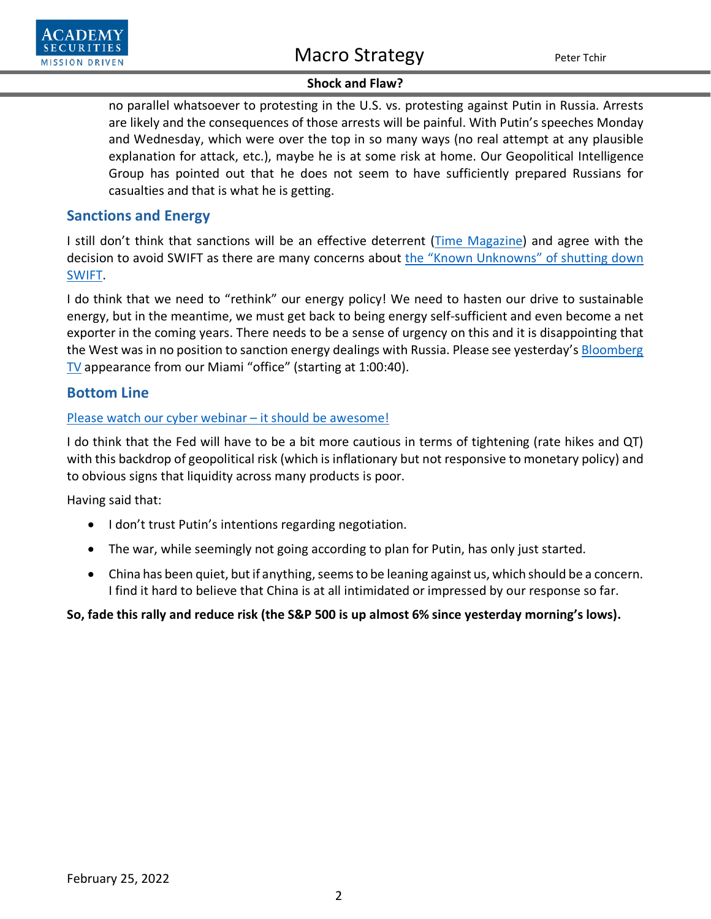no parallel whatsoever to protesting in the U.S. vs. protesting against Putin in Russia. Arrests are likely and the consequences of those arrests will be painful. With Putin's speeches Monday and Wednesday, which were over the top in so many ways (no real attempt at any plausible explanation for attack, etc.), maybe he is at some risk at home. Our Geopolitical Intelligence Group has pointed out that he does not seem to have sufficiently prepared Russians for casualties and that is what he is getting.

## Sanctions and Energy

I still don't think that sanctions will be an effective deterrent (Time Magazine) and agree with the decision to avoid SWIFT as there are many concerns about the "Known Unknowns" of shutting down SWIFT.

I do think that we need to "rethink" our energy policy! We need to hasten our drive to sustainable energy, but in the meantime, we must get back to being energy self-sufficient and even become a net exporter in the coming years. There needs to be a sense of urgency on this and it is disappointing that the West was in no position to sanction energy dealings with Russia. Please see yesterday's Bloomberg TV appearance from our Miami "office" (starting at 1:00:40).

## Bottom Line

Please watch our cyber webinar – it should be awesome!

I do think that the Fed will have to be a bit more cautious in terms of tightening (rate hikes and QT) with this backdrop of geopolitical risk (which is inflationary but not responsive to monetary policy) and to obvious signs that liquidity across many products is poor.

Having said that:

- I don't trust Putin's intentions regarding negotiation.
- The war, while seemingly not going according to plan for Putin, has only just started.
- China has been quiet, but if anything, seems to be leaning against us, which should be a concern. I find it hard to believe that China is at all intimidated or impressed by our response so far.

**So, fade this rally and reduce risk (the S&P 500 is up almost 6% since yesterday morning's lows).**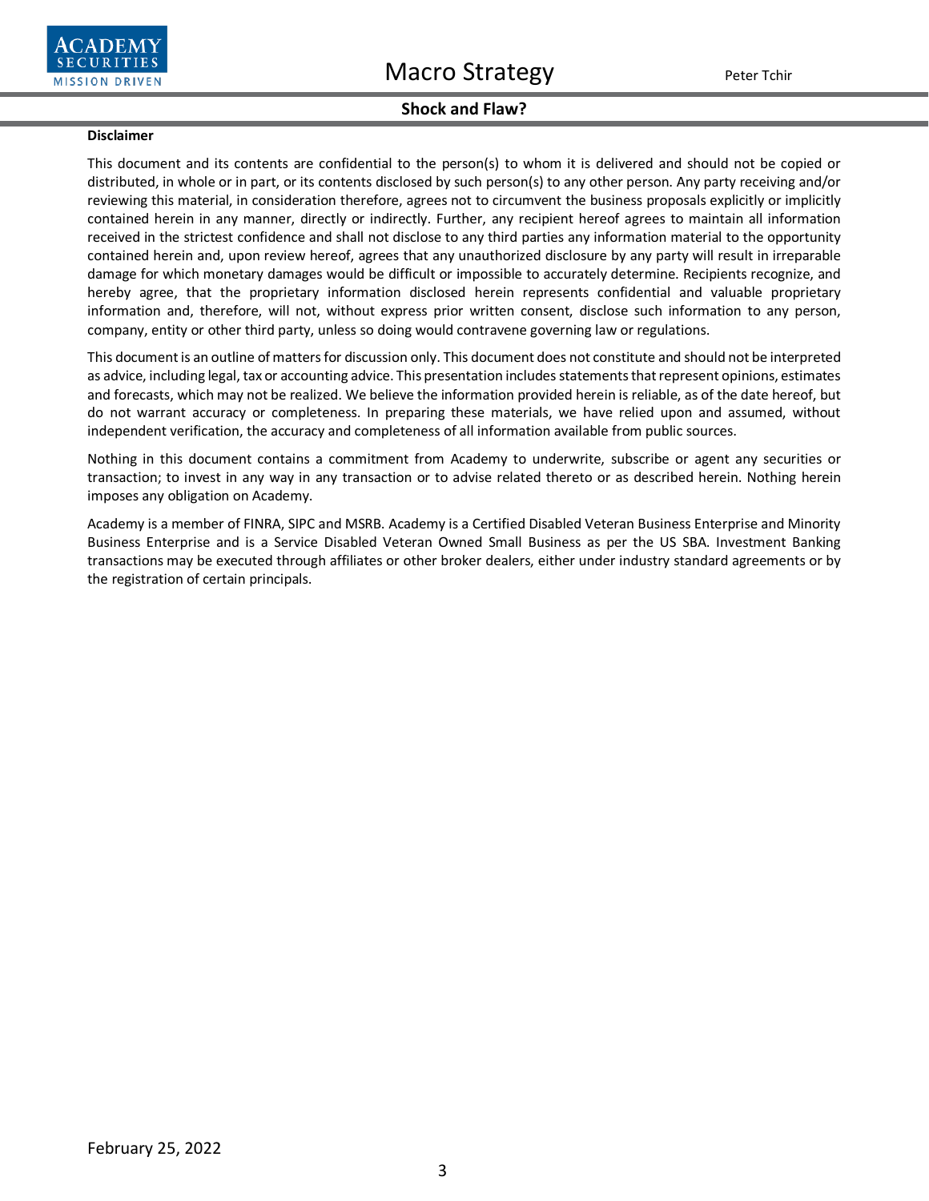**Disclaimer**

This document and its contents are confidential to the person(s) to whom it is delivered and should not be copied or distributed, in whole or in part, or its contents disclosed by such person(s) to any other person. Any party receiving and/or reviewing this material, in consideration therefore, agrees not to circumvent the business proposals explicitly or implicitly contained herein in any manner, directly or indirectly. Further, any recipient hereof agrees to maintain all information received in the strictest confidence and shall not disclose to any third parties any information material to the opportunity contained herein and, upon review hereof, agrees that any unauthorized disclosure by any party will result in irreparable damage for which monetary damages would be difficult or impossible to accurately determine. Recipients recognize, and hereby agree, that the proprietary information disclosed herein represents confidential and valuable proprietary information and, therefore, will not, without express prior written consent, disclose such information to any person, company, entity or other third party, unless so doing would contravene governing law or regulations.

This document is an outline of matters for discussion only. This document does not constitute and should not be interpreted as advice, including legal, tax or accounting advice. This presentation includes statements that represent opinions, estimates and forecasts, which may not be realized. We believe the information provided herein is reliable, as of the date hereof, but do not warrant accuracy or completeness. In preparing these materials, we have relied upon and assumed, without independent verification, the accuracy and completeness of all information available from public sources.

Nothing in this document contains a commitment from Academy to underwrite, subscribe or agent any securities or transaction; to invest in any way in any transaction or to advise related thereto or as described herein. Nothing herein imposes any obligation on Academy.

Academy is a member of FINRA, SIPC and MSRB. Academy is a Certified Disabled Veteran Business Enterprise and Minority Business Enterprise and is a Service Disabled Veteran Owned Small Business as per the US SBA. Investment Banking transactions may be executed through affiliates or other broker dealers, either under industry standard agreements or by the registration of certain principals.